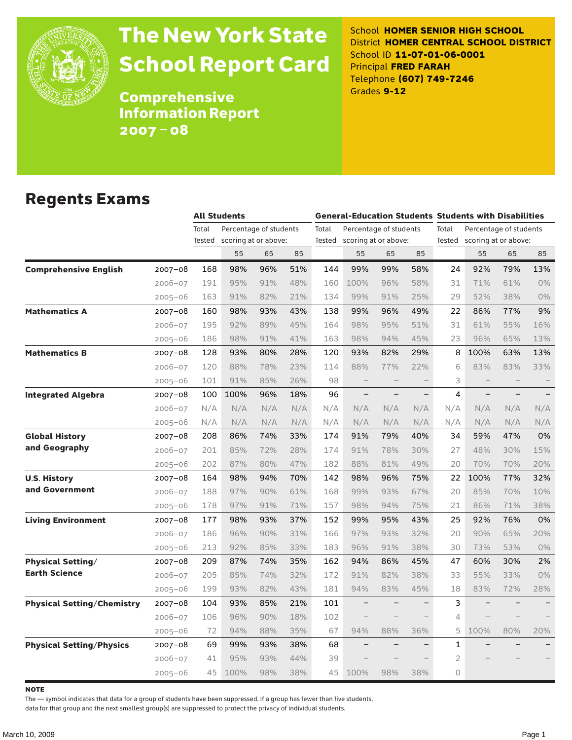# The New York State School Report Card

## Comprehensive Information Report 2007–08

School **HOMER SENIOR HIGH SCHOOL**
District **HOMER CENTRAL SCHOOL DISTRICT**
School ID **11-07-01-06-0001**
Principal **FRED FARAH**
Telephone **(607) 749-7246**
Grades **9-12**

## Regents Exams

| | | All Students | | | | General-Education Students | | | | Students with Disabilities | | | |
|---|---|---|---|---|---|---|---|---|---|---|---|---|---|
| | | Total Tested | Percentage of students scoring at or above: | | | Total Tested | Percentage of students scoring at or above: | | | Total Tested | Percentage of students scoring at or above: | | |
| | | | 55 | 65 | 85 | | 55 | 65 | 85 | | 55 | 65 | 85 |
| **Comprehensive English** | 2007–08 | 168 | 98% | 96% | 51% | 144 | 99% | 99% | 58% | 24 | 92% | 79% | 13% |
| | 2006–07 | 191 | 95% | 91% | 48% | 160 | 100% | 96% | 58% | 31 | 71% | 61% | 0% |
| | 2005–06 | 163 | 91% | 82% | 21% | 134 | 99% | 91% | 25% | 29 | 52% | 38% | 0% |
| **Mathematics A** | 2007–08 | 160 | 98% | 93% | 43% | 138 | 99% | 96% | 49% | 22 | 86% | 77% | 9% |
| | 2006–07 | 195 | 92% | 89% | 45% | 164 | 98% | 95% | 51% | 31 | 61% | 55% | 16% |
| | 2005–06 | 186 | 98% | 91% | 41% | 163 | 98% | 94% | 45% | 23 | 96% | 65% | 13% |
| **Mathematics B** | 2007–08 | 128 | 93% | 80% | 28% | 120 | 93% | 82% | 29% | 8 | 100% | 63% | 13% |
| | 2006–07 | 120 | 88% | 78% | 23% | 114 | 88% | 77% | 22% | 6 | 83% | 83% | 33% |
| | 2005–06 | 101 | 91% | 85% | 26% | 98 | – | – | – | 3 | – | – | – |
| **Integrated Algebra** | 2007–08 | 100 | 100% | 96% | 18% | 96 | – | – | – | 4 | – | – | – |
| | 2006–07 | N/A | N/A | N/A | N/A | N/A | N/A | N/A | N/A | N/A | N/A | N/A | N/A |
| | 2005–06 | N/A | N/A | N/A | N/A | N/A | N/A | N/A | N/A | N/A | N/A | N/A | N/A |
| **Global History and Geography** | 2007–08 | 208 | 86% | 74% | 33% | 174 | 91% | 79% | 40% | 34 | 59% | 47% | 0% |
| | 2006–07 | 201 | 85% | 72% | 28% | 174 | 91% | 78% | 30% | 27 | 48% | 30% | 15% |
| | 2005–06 | 202 | 87% | 80% | 47% | 182 | 88% | 81% | 49% | 20 | 70% | 70% | 20% |
| **U.S. History and Government** | 2007–08 | 164 | 98% | 94% | 70% | 142 | 98% | 96% | 75% | 22 | 100% | 77% | 32% |
| | 2006–07 | 188 | 97% | 90% | 61% | 168 | 99% | 93% | 67% | 20 | 85% | 70% | 10% |
| | 2005–06 | 178 | 97% | 91% | 71% | 157 | 98% | 94% | 75% | 21 | 86% | 71% | 38% |
| **Living Environment** | 2007–08 | 177 | 98% | 93% | 37% | 152 | 99% | 95% | 43% | 25 | 92% | 76% | 0% |
| | 2006–07 | 186 | 96% | 90% | 31% | 166 | 97% | 93% | 32% | 20 | 90% | 65% | 20% |
| | 2005–06 | 213 | 92% | 85% | 33% | 183 | 96% | 91% | 38% | 30 | 73% | 53% | 0% |
| **Physical Setting/ Earth Science** | 2007–08 | 209 | 87% | 74% | 35% | 162 | 94% | 86% | 45% | 47 | 60% | 30% | 2% |
| | 2006–07 | 205 | 85% | 74% | 32% | 172 | 91% | 82% | 38% | 33 | 55% | 33% | 0% |
| | 2005–06 | 199 | 93% | 82% | 43% | 181 | 94% | 83% | 45% | 18 | 83% | 72% | 28% |
| **Physical Setting/Chemistry** | 2007–08 | 104 | 93% | 85% | 21% | 101 | – | – | – | 3 | – | – | – |
| | 2006–07 | 106 | 96% | 90% | 18% | 102 | – | – | – | 4 | – | – | – |
| | 2005–06 | 72 | 94% | 88% | 35% | 67 | 94% | 88% | 36% | 5 | 100% | 80% | 20% |
| **Physical Setting/Physics** | 2007–08 | 69 | 99% | 93% | 38% | 68 | – | – | – | 1 | – | – | – |
| | 2006–07 | 41 | 95% | 93% | 44% | 39 | – | – | – | 2 | – | – | – |
| | 2005–06 | 45 | 100% | 98% | 38% | 45 | 100% | 98% | 38% | 0 | | | |

**NOTE**

The — symbol indicates that data for a group of students have been suppressed. If a group has fewer than five students, data for that group and the next smallest group(s) are suppressed to protect the privacy of individual students.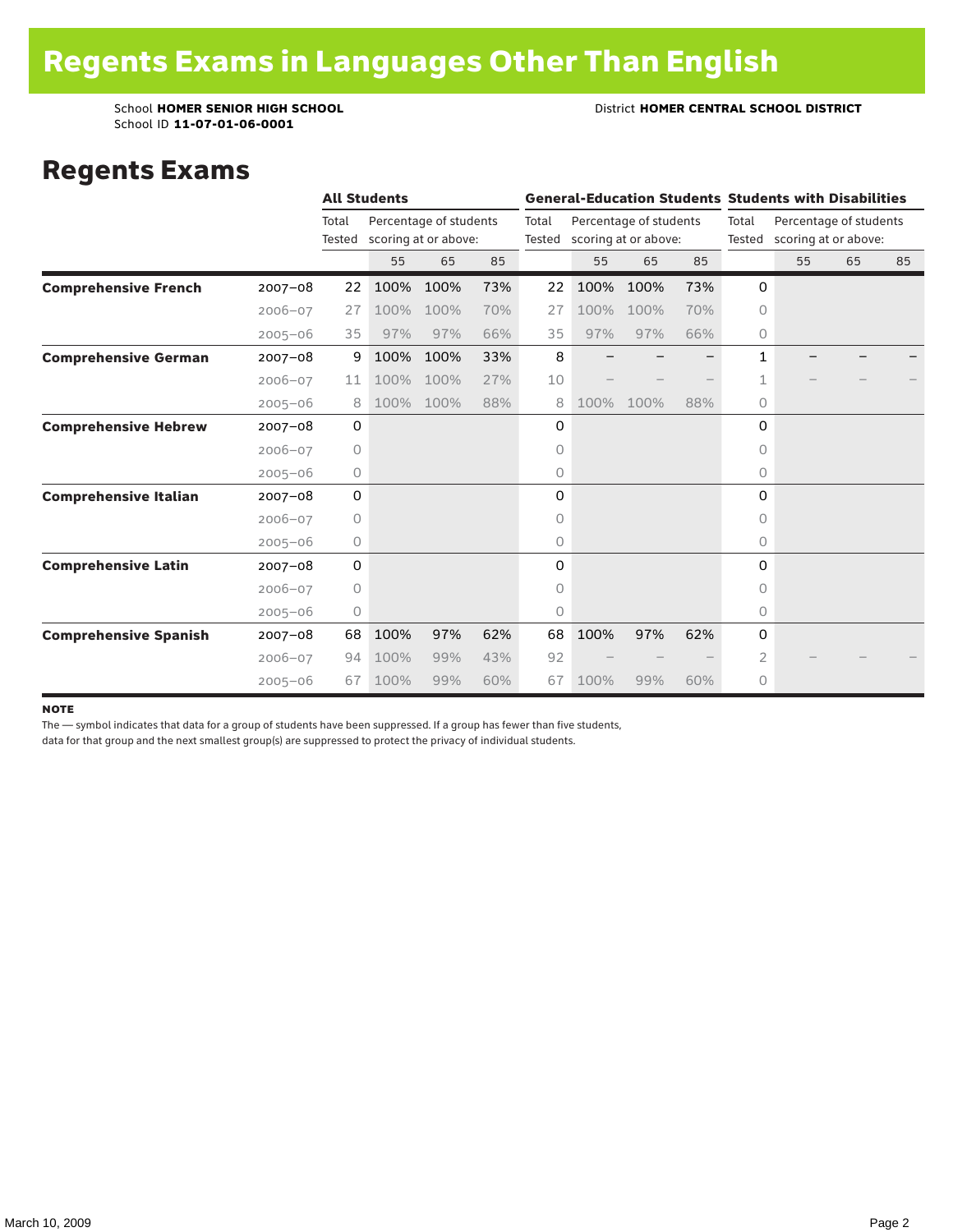# Regents Exams in Languages Other Than English

School **HOMER SENIOR HIGH SCHOOL**
School ID **11-07-01-06-0001**

District **HOMER CENTRAL SCHOOL DISTRICT**

## Regents Exams

| | | All Students | | | | General-Education Students | | | | Students with Disabilities | | | |
|---|---|---|---|---|---|---|---|---|---|---|---|---|---|
| | | Total Tested | Percentage of students scoring at or above: | | | Total Tested | Percentage of students scoring at or above: | | | Total Tested | Percentage of students scoring at or above: | | |
| | | | 55 | 65 | 85 | | 55 | 65 | 85 | | 55 | 65 | 85 |
| **Comprehensive French** | 2007–08 | 22 | 100% | 100% | 73% | 22 | 100% | 100% | 73% | 0 | | | |
| | 2006–07 | 27 | 100% | 100% | 70% | 27 | 100% | 100% | 70% | 0 | | | |
| | 2005–06 | 35 | 97% | 97% | 66% | 35 | 97% | 97% | 66% | 0 | | | |
| **Comprehensive German** | 2007–08 | 9 | 100% | 100% | 33% | 8 | – | – | – | 1 | – | – | – |
| | 2006–07 | 11 | 100% | 100% | 27% | 10 | – | – | – | 1 | – | – | – |
| | 2005–06 | 8 | 100% | 100% | 88% | 8 | 100% | 100% | 88% | 0 | | | |
| **Comprehensive Hebrew** | 2007–08 | 0 | | | | 0 | | | | 0 | | | |
| | 2006–07 | 0 | | | | 0 | | | | 0 | | | |
| | 2005–06 | 0 | | | | 0 | | | | 0 | | | |
| **Comprehensive Italian** | 2007–08 | 0 | | | | 0 | | | | 0 | | | |
| | 2006–07 | 0 | | | | 0 | | | | 0 | | | |
| | 2005–06 | 0 | | | | 0 | | | | 0 | | | |
| **Comprehensive Latin** | 2007–08 | 0 | | | | 0 | | | | 0 | | | |
| | 2006–07 | 0 | | | | 0 | | | | 0 | | | |
| | 2005–06 | 0 | | | | 0 | | | | 0 | | | |
| **Comprehensive Spanish** | 2007–08 | 68 | 100% | 97% | 62% | 68 | 100% | 97% | 62% | 0 | | | |
| | 2006–07 | 94 | 100% | 99% | 43% | 92 | – | – | – | 2 | – | – | – |
| | 2005–06 | 67 | 100% | 99% | 60% | 67 | 100% | 99% | 60% | 0 | | | |

**NOTE**

The — symbol indicates that data for a group of students have been suppressed. If a group has fewer than five students, data for that group and the next smallest group(s) are suppressed to protect the privacy of individual students.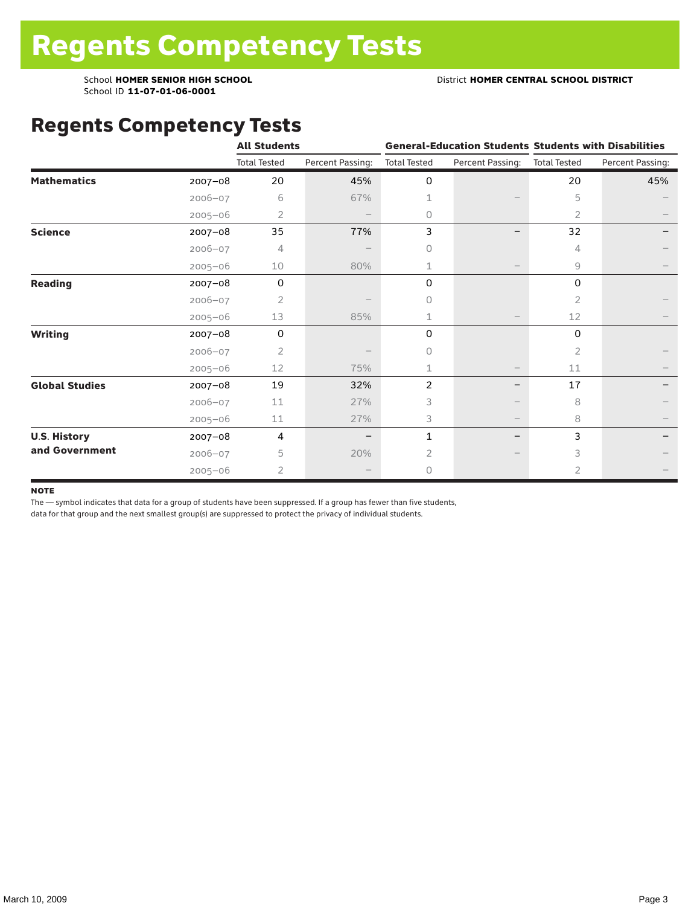# Regents Competency Tests

School **HOMER SENIOR HIGH SCHOOL**
School ID **11-07-01-06-0001**

District **HOMER CENTRAL SCHOOL DISTRICT**

## Regents Competency Tests

| | | All Students | | General-Education Students | | Students with Disabilities | |
|---|---|---|---|---|---|---|---|
| | | Total Tested | Percent Passing: | Total Tested | Percent Passing: | Total Tested | Percent Passing: |
| **Mathematics** | 2007–08 | 20 | 45% | 0 | | 20 | 45% |
| | 2006–07 | 6 | 67% | 1 | – | 5 | – |
| | 2005–06 | 2 | – | 0 | | 2 | – |
| **Science** | 2007–08 | 35 | 77% | 3 | – | 32 | – |
| | 2006–07 | 4 | – | 0 | | 4 | – |
| | 2005–06 | 10 | 80% | 1 | – | 9 | – |
| **Reading** | 2007–08 | 0 | | 0 | | 0 | |
| | 2006–07 | 2 | – | 0 | | 2 | – |
| | 2005–06 | 13 | 85% | 1 | – | 12 | – |
| **Writing** | 2007–08 | 0 | | 0 | | 0 | |
| | 2006–07 | 2 | – | 0 | | 2 | – |
| | 2005–06 | 12 | 75% | 1 | – | 11 | – |
| **Global Studies** | 2007–08 | 19 | 32% | 2 | – | 17 | – |
| | 2006–07 | 11 | 27% | 3 | – | 8 | – |
| | 2005–06 | 11 | 27% | 3 | – | 8 | – |
| **U.S. History and Government** | 2007–08 | 4 | – | 1 | – | 3 | – |
| | 2006–07 | 5 | 20% | 2 | – | 3 | – |
| | 2005–06 | 2 | – | 0 | | 2 | – |

**NOTE**

The — symbol indicates that data for a group of students have been suppressed. If a group has fewer than five students, data for that group and the next smallest group(s) are suppressed to protect the privacy of individual students.

March 10, 2009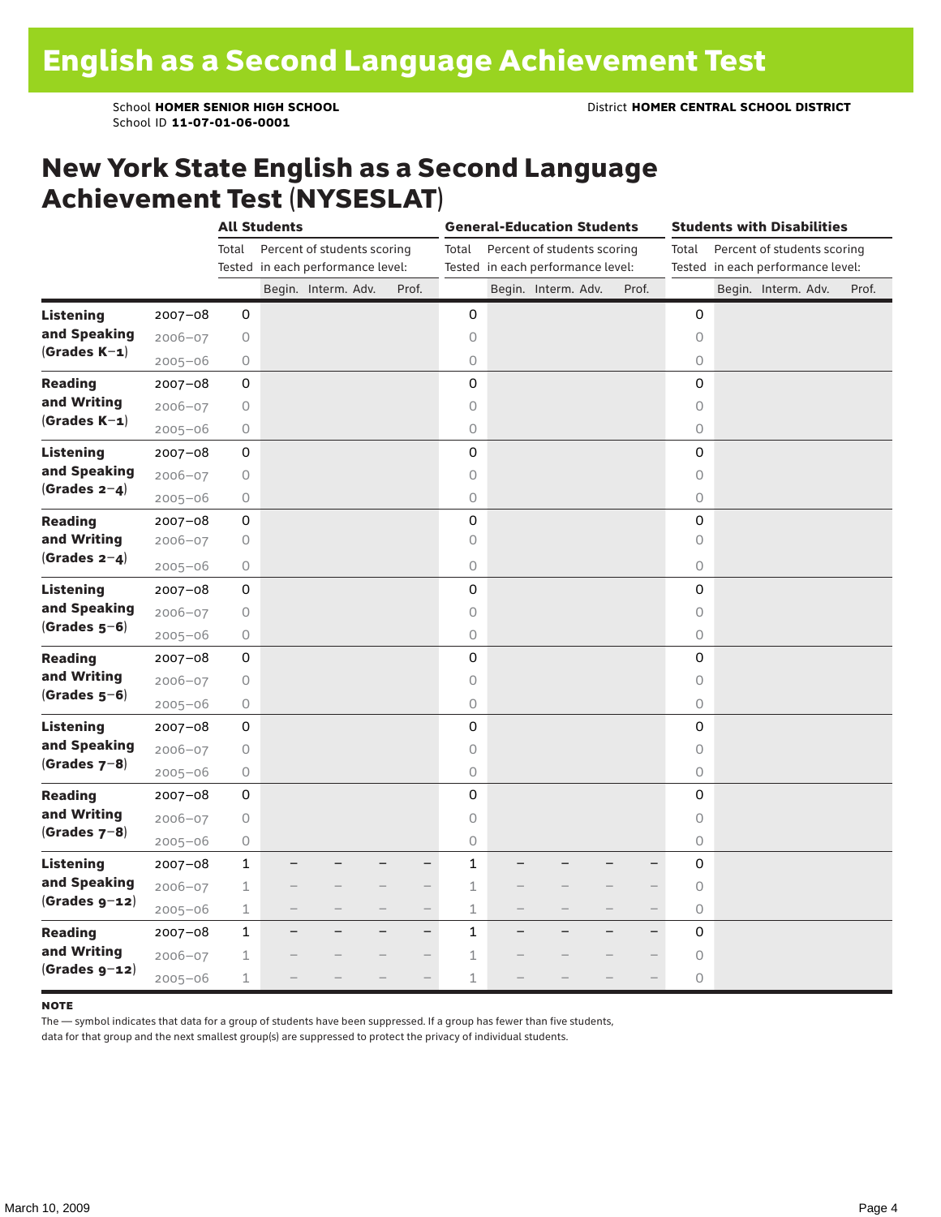# English as a Second Language Achievement Test

School **HOMER SENIOR HIGH SCHOOL**
School ID **11-07-01-06-0001**
District **HOMER CENTRAL SCHOOL DISTRICT**

## New York State English as a Second Language Achievement Test (NYSESLAT)

| | | All Students | | | | | General-Education Students | | | | | Students with Disabilities | | | | |
|---|---|---|---|---|---|---|---|---|---|---|---|---|---|---|---|---|
| | | Total Tested | Percent of students scoring in each performance level: | | | | Total Tested | Percent of students scoring in each performance level: | | | | Total Tested | Percent of students scoring in each performance level: | | | |
| | | | Begin. | Interm. | Adv. | Prof. | | Begin. | Interm. | Adv. | Prof. | | Begin. | Interm. | Adv. | Prof. |
| **Listening and Speaking (Grades K–1)** | 2007–08 | 0 | | | | | 0 | | | | | 0 | | | | |
| | 2006–07 | 0 | | | | | 0 | | | | | 0 | | | | |
| | 2005–06 | 0 | | | | | 0 | | | | | 0 | | | | |
| **Reading and Writing (Grades K–1)** | 2007–08 | 0 | | | | | 0 | | | | | 0 | | | | |
| | 2006–07 | 0 | | | | | 0 | | | | | 0 | | | | |
| | 2005–06 | 0 | | | | | 0 | | | | | 0 | | | | |
| **Listening and Speaking (Grades 2–4)** | 2007–08 | 0 | | | | | 0 | | | | | 0 | | | | |
| | 2006–07 | 0 | | | | | 0 | | | | | 0 | | | | |
| | 2005–06 | 0 | | | | | 0 | | | | | 0 | | | | |
| **Reading and Writing (Grades 2–4)** | 2007–08 | 0 | | | | | 0 | | | | | 0 | | | | |
| | 2006–07 | 0 | | | | | 0 | | | | | 0 | | | | |
| | 2005–06 | 0 | | | | | 0 | | | | | 0 | | | | |
| **Listening and Speaking (Grades 5–6)** | 2007–08 | 0 | | | | | 0 | | | | | 0 | | | | |
| | 2006–07 | 0 | | | | | 0 | | | | | 0 | | | | |
| | 2005–06 | 0 | | | | | 0 | | | | | 0 | | | | |
| **Reading and Writing (Grades 5–6)** | 2007–08 | 0 | | | | | 0 | | | | | 0 | | | | |
| | 2006–07 | 0 | | | | | 0 | | | | | 0 | | | | |
| | 2005–06 | 0 | | | | | 0 | | | | | 0 | | | | |
| **Listening and Speaking (Grades 7–8)** | 2007–08 | 0 | | | | | 0 | | | | | 0 | | | | |
| | 2006–07 | 0 | | | | | 0 | | | | | 0 | | | | |
| | 2005–06 | 0 | | | | | 0 | | | | | 0 | | | | |
| **Reading and Writing (Grades 7–8)** | 2007–08 | 0 | | | | | 0 | | | | | 0 | | | | |
| | 2006–07 | 0 | | | | | 0 | | | | | 0 | | | | |
| | 2005–06 | 0 | | | | | 0 | | | | | 0 | | | | |
| **Listening and Speaking (Grades 9–12)** | 2007–08 | 1 | – | – | – | – | 1 | – | – | – | – | 0 | | | | |
| | 2006–07 | 1 | – | – | – | – | 1 | – | – | – | – | 0 | | | | |
| | 2005–06 | 1 | – | – | – | – | 1 | – | – | – | – | 0 | | | | |
| **Reading and Writing (Grades 9–12)** | 2007–08 | 1 | – | – | – | – | 1 | – | – | – | – | 0 | | | | |
| | 2006–07 | 1 | – | – | – | – | 1 | – | – | – | – | 0 | | | | |
| | 2005–06 | 1 | – | – | – | – | 1 | – | – | – | – | 0 | | | | |

**NOTE**

The — symbol indicates that data for a group of students have been suppressed. If a group has fewer than five students, data for that group and the next smallest group(s) are suppressed to protect the privacy of individual students.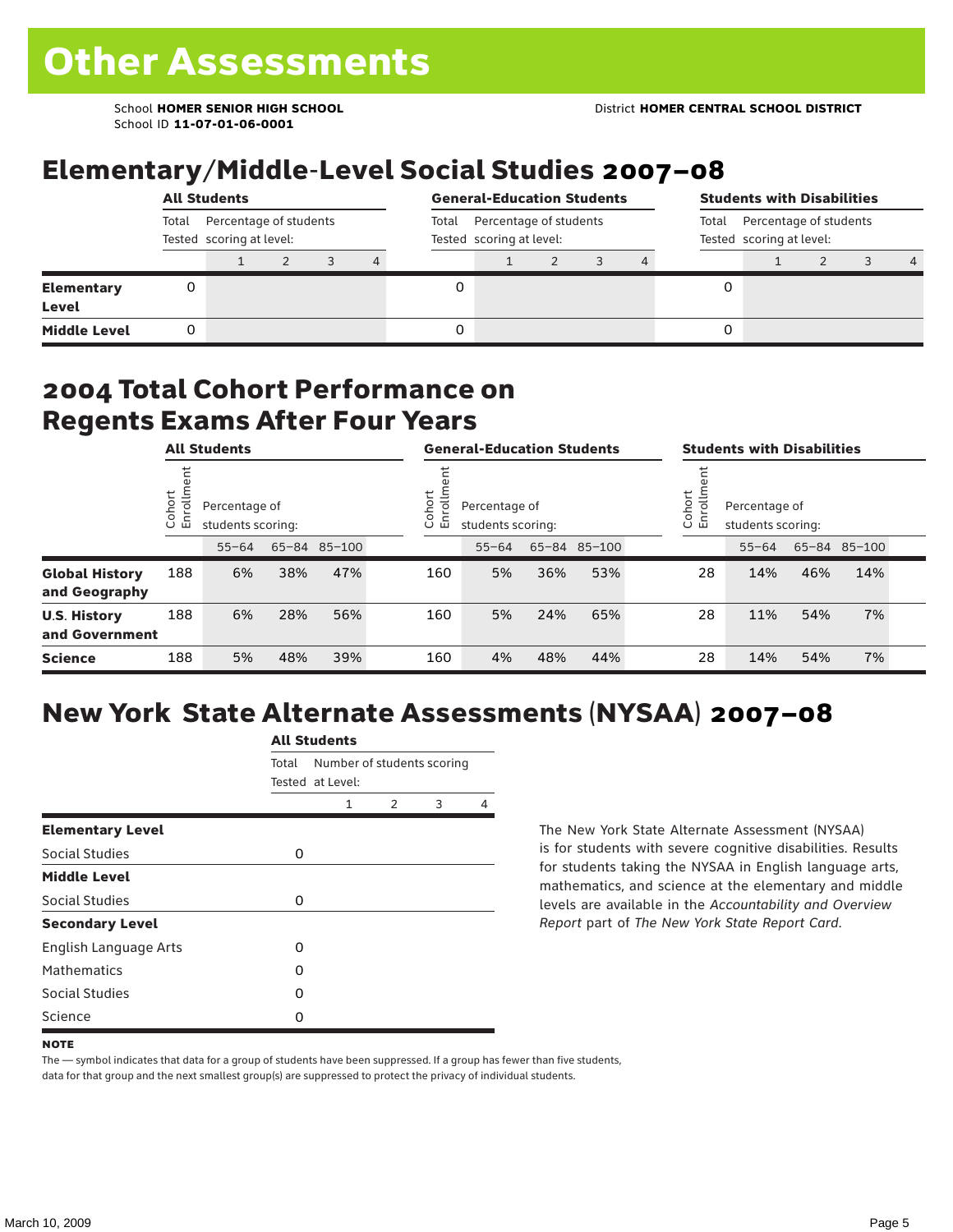# Other Assessments

School **HOMER SENIOR HIGH SCHOOL**
School ID **11-07-01-06-0001**

District **HOMER CENTRAL SCHOOL DISTRICT**

## Elementary/Middle-Level Social Studies 2007–08

| | All Students | | | | | General-Education Students | | | | | Students with Disabilities | | | | |
|---|---|---|---|---|---|---|---|---|---|---|---|---|---|---|---|
| | Total Tested | Percentage of students scoring at level: | | | | Total Tested | Percentage of students scoring at level: | | | | Total Tested | Percentage of students scoring at level: | | | |
| | | 1 | 2 | 3 | 4 | | 1 | 2 | 3 | 4 | | 1 | 2 | 3 | 4 |
| **Elementary Level** | 0 | | | | | 0 | | | | | 0 | | | | |
| **Middle Level** | 0 | | | | | 0 | | | | | 0 | | | | |

## 2004 Total Cohort Performance on Regents Exams After Four Years

| | All Students | | | | General-Education Students | | | | Students with Disabilities | | | |
|---|---|---|---|---|---|---|---|---|---|---|---|---|
| | Cohort Enrollment | Percentage of students scoring: | | | Cohort Enrollment | Percentage of students scoring: | | | Cohort Enrollment | Percentage of students scoring: | | |
| | | 55–64 | 65–84 | 85–100 | | 55–64 | 65–84 | 85–100 | | 55–64 | 65–84 | 85–100 |
| **Global History and Geography** | 188 | 6% | 38% | 47% | 160 | 5% | 36% | 53% | 28 | 14% | 46% | 14% |
| **U.S. History and Government** | 188 | 6% | 28% | 56% | 160 | 5% | 24% | 65% | 28 | 11% | 54% | 7% |
| **Science** | 188 | 5% | 48% | 39% | 160 | 4% | 48% | 44% | 28 | 14% | 54% | 7% |

## New York State Alternate Assessments (NYSAA) 2007–08

| | All Students | | | | |
|---|---|---|---|---|---|
| | Total Tested | Number of students scoring at Level: | | | |
| | | 1 | 2 | 3 | 4 |
| **Elementary Level** | | | | | |
| Social Studies | 0 | | | | |
| **Middle Level** | | | | | |
| Social Studies | 0 | | | | |
| **Secondary Level** | | | | | |
| English Language Arts | 0 | | | | |
| Mathematics | 0 | | | | |
| Social Studies | 0 | | | | |
| Science | 0 | | | | |

The New York State Alternate Assessment (NYSAA) is for students with severe cognitive disabilities. Results for students taking the NYSAA in English language arts, mathematics, and science at the elementary and middle levels are available in the *Accountability and Overview Report* part of *The New York State Report Card*.

**NOTE**

The — symbol indicates that data for a group of students have been suppressed. If a group has fewer than five students, data for that group and the next smallest group(s) are suppressed to protect the privacy of individual students.

March 10, 2009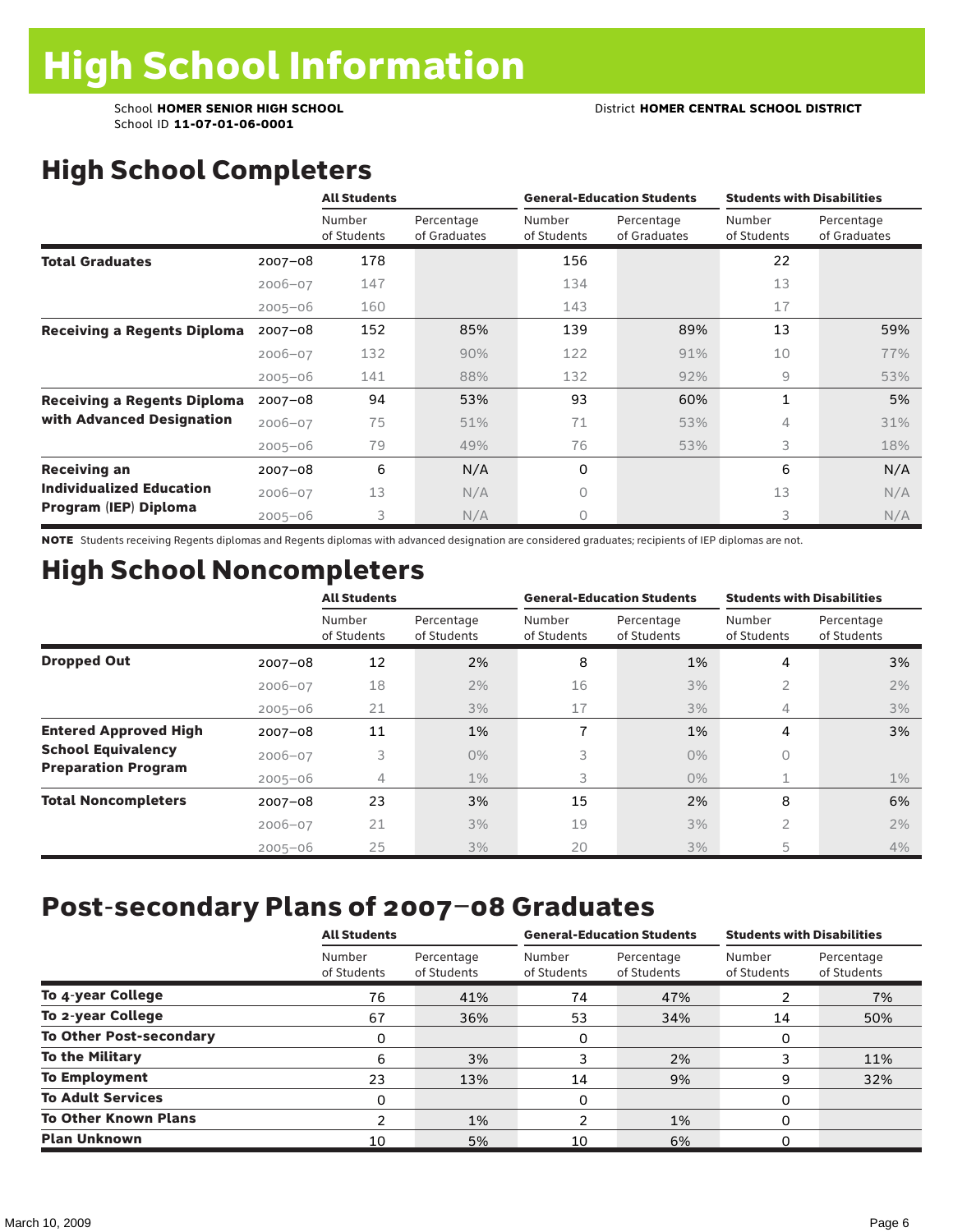# High School Information

School **HOMER SENIOR HIGH SCHOOL** District **HOMER CENTRAL SCHOOL DISTRICT**
School ID **11-07-01-06-0001**

## High School Completers

| | | All Students | | General-Education Students | | Students with Disabilities | |
|---|---|---|---|---|---|---|---|
| | | Number of Students | Percentage of Graduates | Number of Students | Percentage of Graduates | Number of Students | Percentage of Graduates |
| **Total Graduates** | 2007–08 | 178 | | 156 | | 22 | |
| | 2006–07 | 147 | | 134 | | 13 | |
| | 2005–06 | 160 | | 143 | | 17 | |
| **Receiving a Regents Diploma** | 2007–08 | 152 | 85% | 139 | 89% | 13 | 59% |
| | 2006–07 | 132 | 90% | 122 | 91% | 10 | 77% |
| | 2005–06 | 141 | 88% | 132 | 92% | 9 | 53% |
| **Receiving a Regents Diploma with Advanced Designation** | 2007–08 | 94 | 53% | 93 | 60% | 1 | 5% |
| | 2006–07 | 75 | 51% | 71 | 53% | 4 | 31% |
| | 2005–06 | 79 | 49% | 76 | 53% | 3 | 18% |
| **Receiving an Individualized Education Program (IEP) Diploma** | 2007–08 | 6 | N/A | 0 | | 6 | N/A |
| | 2006–07 | 13 | N/A | 0 | | 13 | N/A |
| | 2005–06 | 3 | N/A | 0 | | 3 | N/A |

**NOTE** Students receiving Regents diplomas and Regents diplomas with advanced designation are considered graduates; recipients of IEP diplomas are not.

## High School Noncompleters

| | | All Students | | General-Education Students | | Students with Disabilities | |
|---|---|---|---|---|---|---|---|
| | | Number of Students | Percentage of Students | Number of Students | Percentage of Students | Number of Students | Percentage of Students |
| **Dropped Out** | 2007–08 | 12 | 2% | 8 | 1% | 4 | 3% |
| | 2006–07 | 18 | 2% | 16 | 3% | 2 | 2% |
| | 2005–06 | 21 | 3% | 17 | 3% | 4 | 3% |
| **Entered Approved High School Equivalency Preparation Program** | 2007–08 | 11 | 1% | 7 | 1% | 4 | 3% |
| | 2006–07 | 3 | 0% | 3 | 0% | 0 | |
| | 2005–06 | 4 | 1% | 3 | 0% | 1 | 1% |
| **Total Noncompleters** | 2007–08 | 23 | 3% | 15 | 2% | 8 | 6% |
| | 2006–07 | 21 | 3% | 19 | 3% | 2 | 2% |
| | 2005–06 | 25 | 3% | 20 | 3% | 5 | 4% |

## Post-secondary Plans of 2007–08 Graduates

| | All Students | | General-Education Students | | Students with Disabilities | |
|---|---|---|---|---|---|---|
| | Number of Students | Percentage of Students | Number of Students | Percentage of Students | Number of Students | Percentage of Students |
| **To 4-year College** | 76 | 41% | 74 | 47% | 2 | 7% |
| **To 2-year College** | 67 | 36% | 53 | 34% | 14 | 50% |
| **To Other Post-secondary** | 0 | | 0 | | 0 | |
| **To the Military** | 6 | 3% | 3 | 2% | 3 | 11% |
| **To Employment** | 23 | 13% | 14 | 9% | 9 | 32% |
| **To Adult Services** | 0 | | 0 | | 0 | |
| **To Other Known Plans** | 2 | 1% | 2 | 1% | 0 | |
| **Plan Unknown** | 10 | 5% | 10 | 6% | 0 | |

March 10, 2009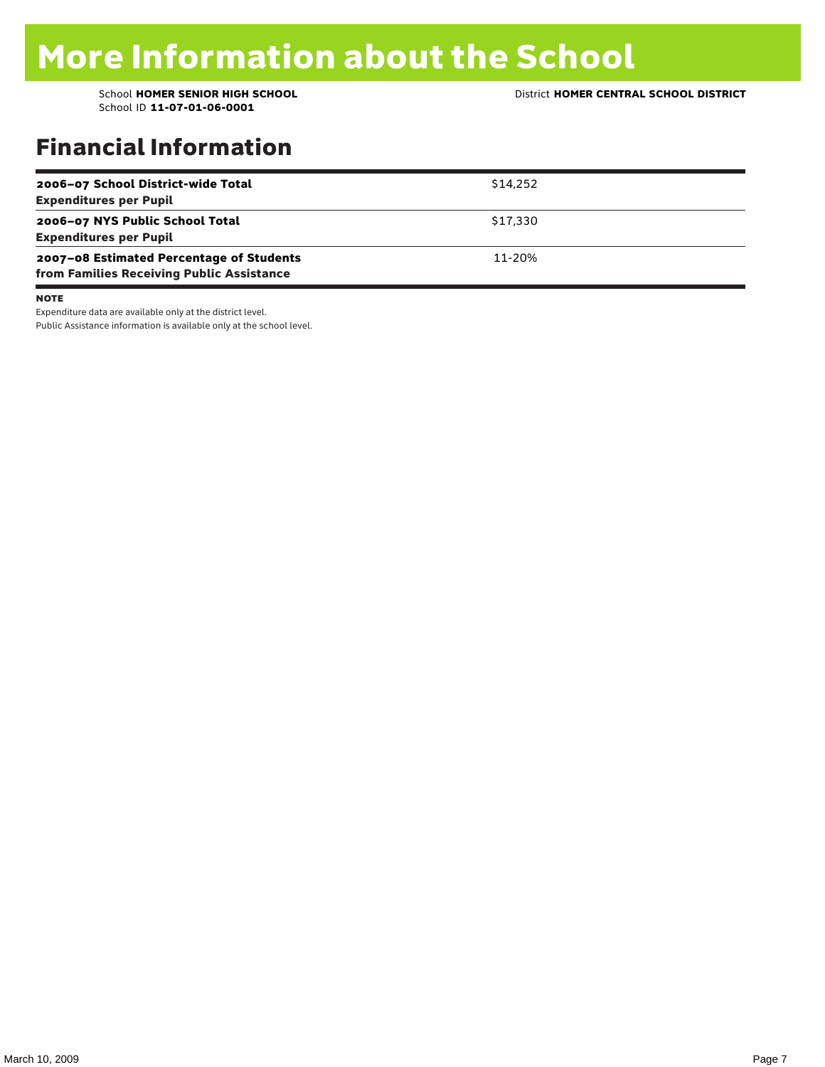# More Information about the School

School **HOMER SENIOR HIGH SCHOOL**
School ID **11-07-01-06-0001**

District **HOMER CENTRAL SCHOOL DISTRICT**

## Financial Information

| | |
|---|---|
| **2006–07 School District-wide Total Expenditures per Pupil** | $14,252 |
| **2006–07 NYS Public School Total Expenditures per Pupil** | $17,330 |
| **2007–08 Estimated Percentage of Students from Families Receiving Public Assistance** | 11-20% |

**NOTE**

Expenditure data are available only at the district level.

Public Assistance information is available only at the school level.